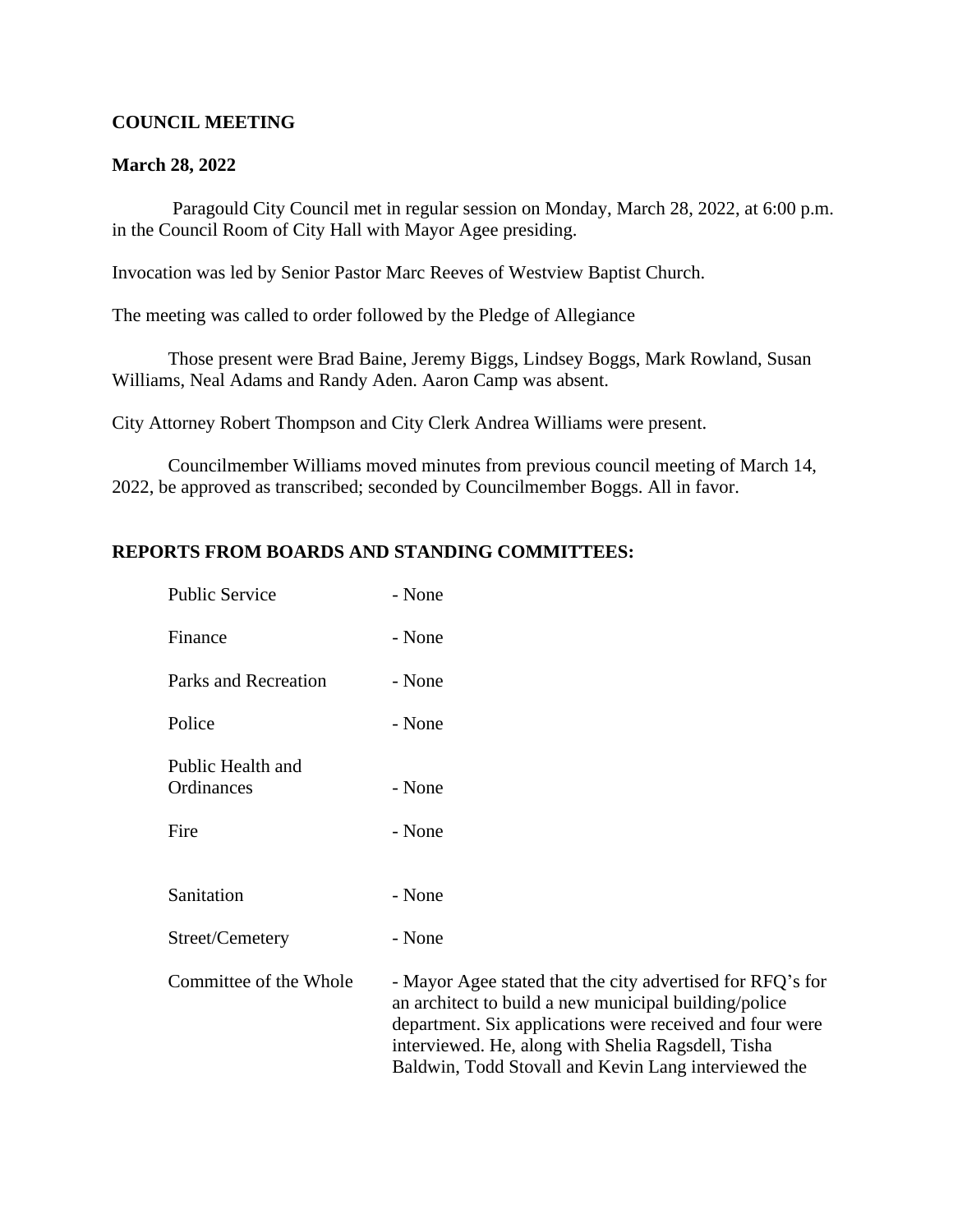**COUNCIL MEETING**

**March 28, 2022**

Paragould City Council met in regular session on Monday, March 28, 2022, at 6:00 p.m. in the Council Room of City Hall with Mayor Agee presiding.

Invocation was led by Senior Pastor Marc Reeves of Westview Baptist Church.

The meeting was called to order followed by the Pledge of Allegiance

Those present were Brad Baine, Jeremy Biggs, Lindsey Boggs, Mark Rowland, Susan Williams, Neal Adams and Randy Aden. Aaron Camp was absent.

City Attorney Robert Thompson and City Clerk Andrea Williams were present.

Councilmember Williams moved minutes from previous council meeting of March 14, 2022, be approved as transcribed; seconded by Councilmember Boggs. All in favor.

**REPORTS FROM BOARDS AND STANDING COMMITTEES:**

| | |
|---|---|
| Public Service | - None |
| Finance | - None |
| Parks and Recreation | - None |
| Police | - None |
| Public Health and Ordinances | - None |
| Fire | - None |
| Sanitation | - None |
| Street/Cemetery | - None |
| Committee of the Whole | - Mayor Agee stated that the city advertised for RFQ's for an architect to build a new municipal building/police department. Six applications were received and four were interviewed. He, along with Shelia Ragsdell, Tisha Baldwin, Todd Stovall and Kevin Lang interviewed the |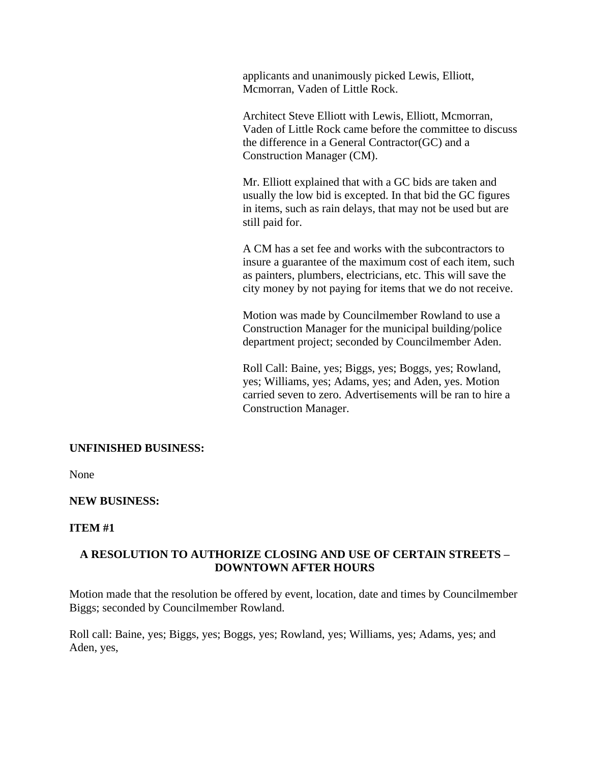applicants and unanimously picked Lewis, Elliott, Mcmorran, Vaden of Little Rock.

Architect Steve Elliott with Lewis, Elliott, Mcmorran, Vaden of Little Rock came before the committee to discuss the difference in a General Contractor(GC) and a Construction Manager (CM).

Mr. Elliott explained that with a GC bids are taken and usually the low bid is excepted. In that bid the GC figures in items, such as rain delays, that may not be used but are still paid for.

A CM has a set fee and works with the subcontractors to insure a guarantee of the maximum cost of each item, such as painters, plumbers, electricians, etc. This will save the city money by not paying for items that we do not receive.

Motion was made by Councilmember Rowland to use a Construction Manager for the municipal building/police department project; seconded by Councilmember Aden.

Roll Call: Baine, yes; Biggs, yes; Boggs, yes; Rowland, yes; Williams, yes; Adams, yes; and Aden, yes. Motion carried seven to zero. Advertisements will be ran to hire a Construction Manager.

**UNFINISHED BUSINESS:**

None

**NEW BUSINESS:**

**ITEM #1**

**A RESOLUTION TO AUTHORIZE CLOSING AND USE OF CERTAIN STREETS – DOWNTOWN AFTER HOURS**

Motion made that the resolution be offered by event, location, date and times by Councilmember Biggs; seconded by Councilmember Rowland.

Roll call: Baine, yes; Biggs, yes; Boggs, yes; Rowland, yes; Williams, yes; Adams, yes; and Aden, yes,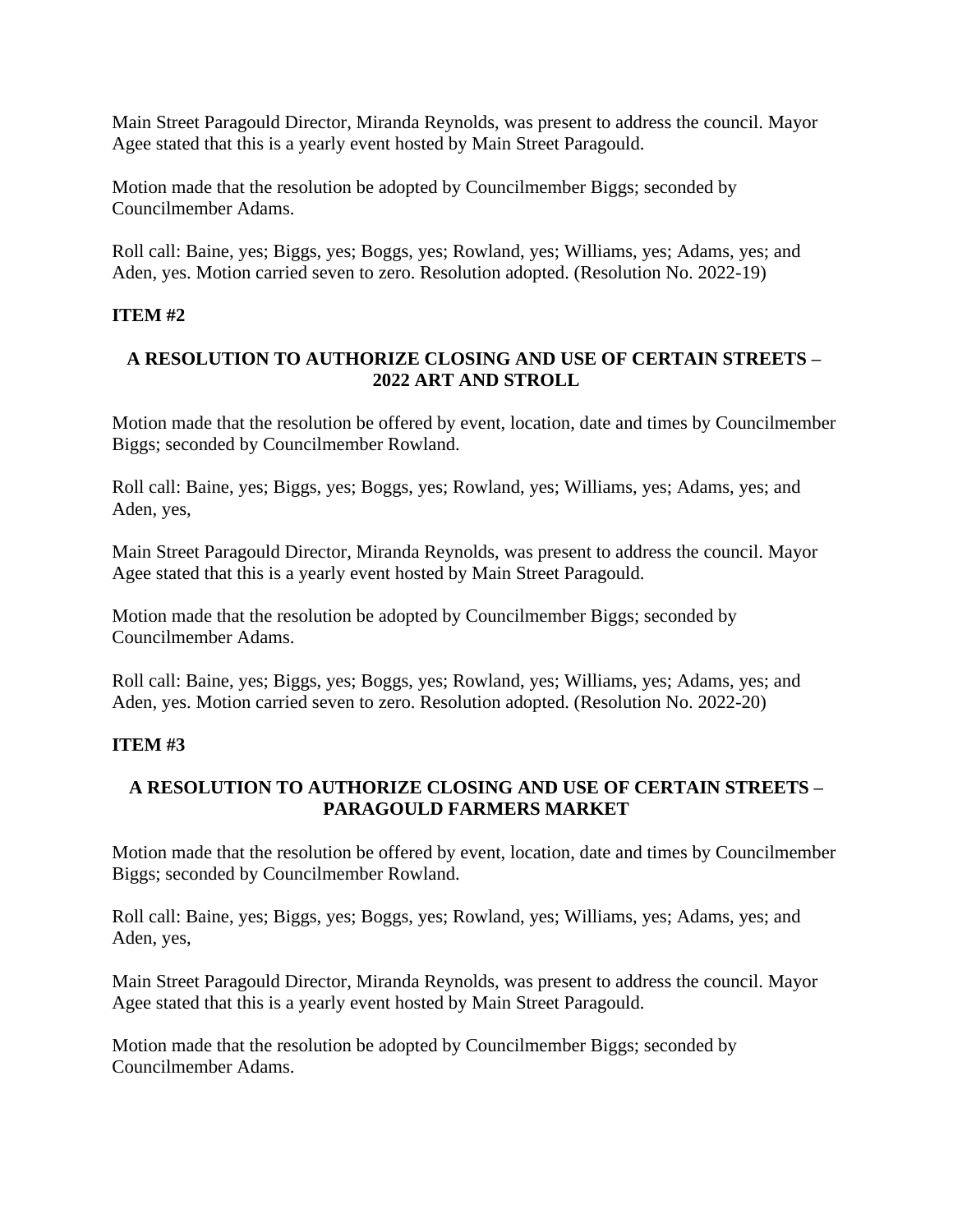Main Street Paragould Director, Miranda Reynolds, was present to address the council. Mayor Agee stated that this is a yearly event hosted by Main Street Paragould.

Motion made that the resolution be adopted by Councilmember Biggs; seconded by Councilmember Adams.

Roll call: Baine, yes; Biggs, yes; Boggs, yes; Rowland, yes; Williams, yes; Adams, yes; and Aden, yes. Motion carried seven to zero. Resolution adopted. (Resolution No. 2022-19)

**ITEM #2**

**A RESOLUTION TO AUTHORIZE CLOSING AND USE OF CERTAIN STREETS – 2022 ART AND STROLL**

Motion made that the resolution be offered by event, location, date and times by Councilmember Biggs; seconded by Councilmember Rowland.

Roll call: Baine, yes; Biggs, yes; Boggs, yes; Rowland, yes; Williams, yes; Adams, yes; and Aden, yes,

Main Street Paragould Director, Miranda Reynolds, was present to address the council. Mayor Agee stated that this is a yearly event hosted by Main Street Paragould.

Motion made that the resolution be adopted by Councilmember Biggs; seconded by Councilmember Adams.

Roll call: Baine, yes; Biggs, yes; Boggs, yes; Rowland, yes; Williams, yes; Adams, yes; and Aden, yes. Motion carried seven to zero. Resolution adopted. (Resolution No. 2022-20)

**ITEM #3**

**A RESOLUTION TO AUTHORIZE CLOSING AND USE OF CERTAIN STREETS – PARAGOULD FARMERS MARKET**

Motion made that the resolution be offered by event, location, date and times by Councilmember Biggs; seconded by Councilmember Rowland.

Roll call: Baine, yes; Biggs, yes; Boggs, yes; Rowland, yes; Williams, yes; Adams, yes; and Aden, yes,

Main Street Paragould Director, Miranda Reynolds, was present to address the council. Mayor Agee stated that this is a yearly event hosted by Main Street Paragould.

Motion made that the resolution be adopted by Councilmember Biggs; seconded by Councilmember Adams.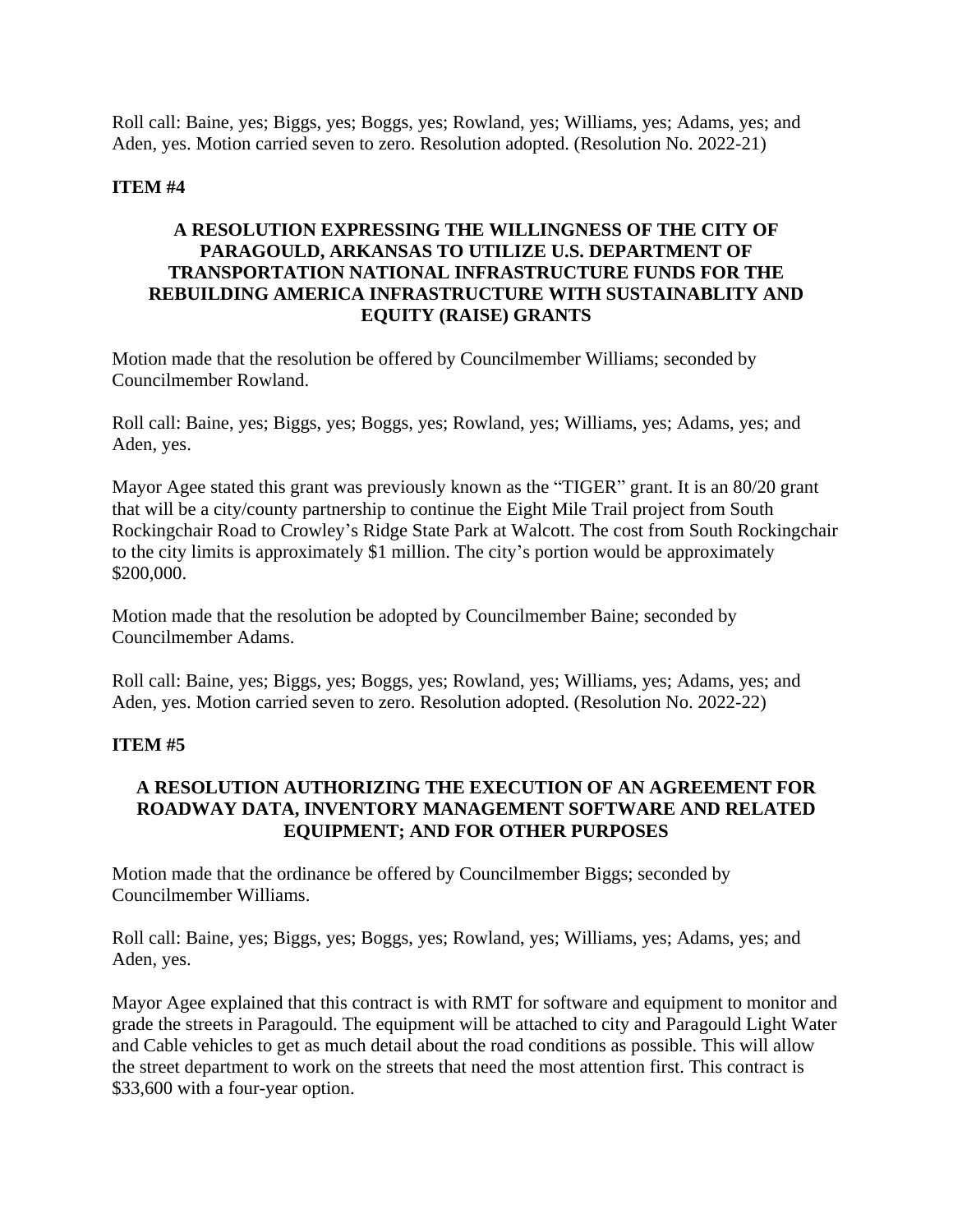Roll call: Baine, yes; Biggs, yes; Boggs, yes; Rowland, yes; Williams, yes; Adams, yes; and Aden, yes. Motion carried seven to zero. Resolution adopted. (Resolution No. 2022-21)

**ITEM #4**

**A RESOLUTION EXPRESSING THE WILLINGNESS OF THE CITY OF PARAGOULD, ARKANSAS TO UTILIZE U.S. DEPARTMENT OF TRANSPORTATION NATIONAL INFRASTRUCTURE FUNDS FOR THE REBUILDING AMERICA INFRASTRUCTURE WITH SUSTAINABLITY AND EQUITY (RAISE) GRANTS**

Motion made that the resolution be offered by Councilmember Williams; seconded by Councilmember Rowland.

Roll call: Baine, yes; Biggs, yes; Boggs, yes; Rowland, yes; Williams, yes; Adams, yes; and Aden, yes.

Mayor Agee stated this grant was previously known as the "TIGER" grant. It is an 80/20 grant that will be a city/county partnership to continue the Eight Mile Trail project from South Rockingchair Road to Crowley's Ridge State Park at Walcott. The cost from South Rockingchair to the city limits is approximately $1 million. The city's portion would be approximately $200,000.

Motion made that the resolution be adopted by Councilmember Baine; seconded by Councilmember Adams.

Roll call: Baine, yes; Biggs, yes; Boggs, yes; Rowland, yes; Williams, yes; Adams, yes; and Aden, yes. Motion carried seven to zero. Resolution adopted. (Resolution No. 2022-22)

**ITEM #5**

**A RESOLUTION AUTHORIZING THE EXECUTION OF AN AGREEMENT FOR ROADWAY DATA, INVENTORY MANAGEMENT SOFTWARE AND RELATED EQUIPMENT; AND FOR OTHER PURPOSES**

Motion made that the ordinance be offered by Councilmember Biggs; seconded by Councilmember Williams.

Roll call: Baine, yes; Biggs, yes; Boggs, yes; Rowland, yes; Williams, yes; Adams, yes; and Aden, yes.

Mayor Agee explained that this contract is with RMT for software and equipment to monitor and grade the streets in Paragould. The equipment will be attached to city and Paragould Light Water and Cable vehicles to get as much detail about the road conditions as possible. This will allow the street department to work on the streets that need the most attention first. This contract is $33,600 with a four-year option.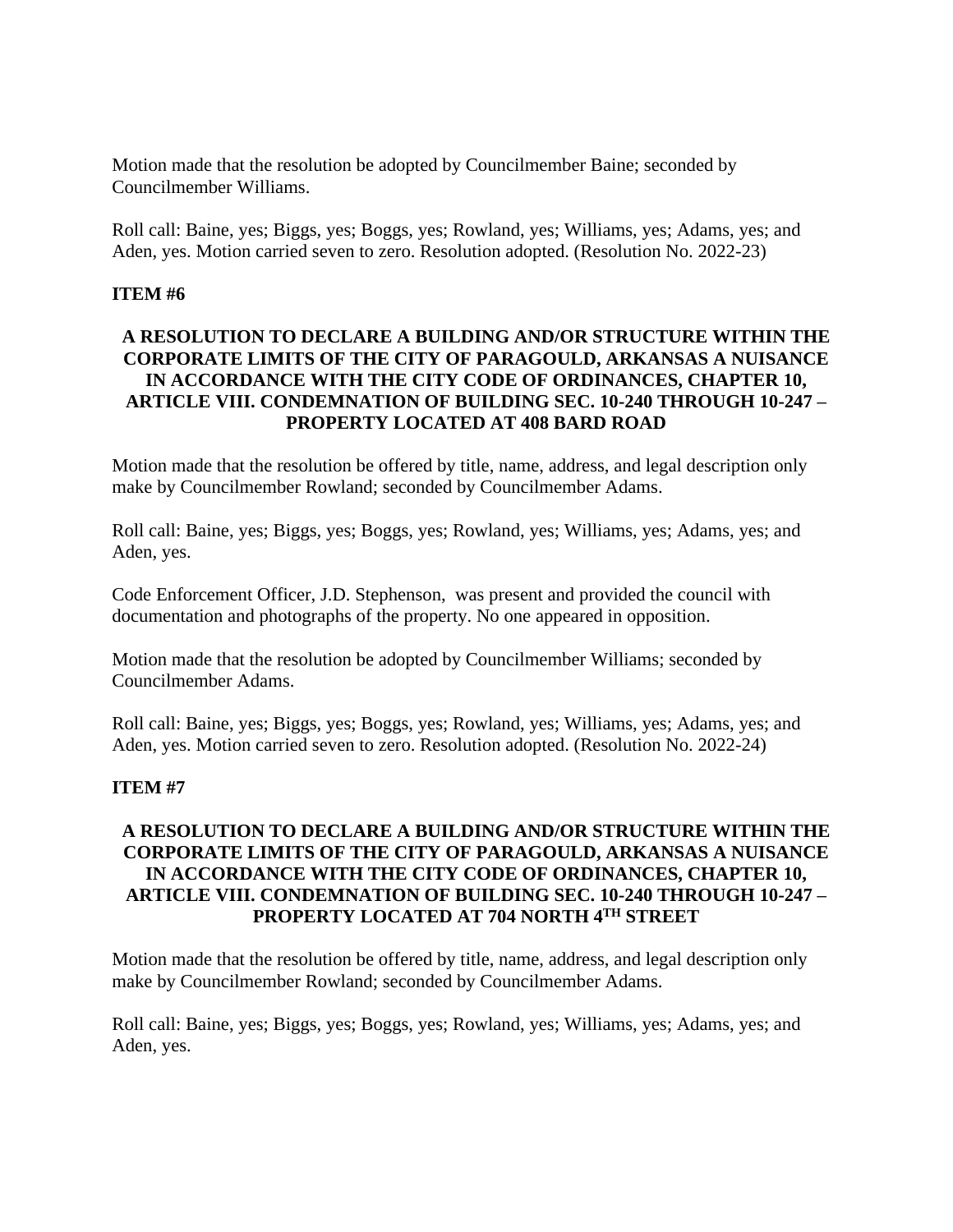Motion made that the resolution be adopted by Councilmember Baine; seconded by Councilmember Williams.

Roll call: Baine, yes; Biggs, yes; Boggs, yes; Rowland, yes; Williams, yes; Adams, yes; and Aden, yes. Motion carried seven to zero. Resolution adopted. (Resolution No. 2022-23)

**ITEM #6**

**A RESOLUTION TO DECLARE A BUILDING AND/OR STRUCTURE WITHIN THE CORPORATE LIMITS OF THE CITY OF PARAGOULD, ARKANSAS A NUISANCE IN ACCORDANCE WITH THE CITY CODE OF ORDINANCES, CHAPTER 10, ARTICLE VIII. CONDEMNATION OF BUILDING SEC. 10-240 THROUGH 10-247 – PROPERTY LOCATED AT 408 BARD ROAD**

Motion made that the resolution be offered by title, name, address, and legal description only make by Councilmember Rowland; seconded by Councilmember Adams.

Roll call: Baine, yes; Biggs, yes; Boggs, yes; Rowland, yes; Williams, yes; Adams, yes; and Aden, yes.

Code Enforcement Officer, J.D. Stephenson, was present and provided the council with documentation and photographs of the property. No one appeared in opposition.

Motion made that the resolution be adopted by Councilmember Williams; seconded by Councilmember Adams.

Roll call: Baine, yes; Biggs, yes; Boggs, yes; Rowland, yes; Williams, yes; Adams, yes; and Aden, yes. Motion carried seven to zero. Resolution adopted. (Resolution No. 2022-24)

**ITEM #7**

**A RESOLUTION TO DECLARE A BUILDING AND/OR STRUCTURE WITHIN THE CORPORATE LIMITS OF THE CITY OF PARAGOULD, ARKANSAS A NUISANCE IN ACCORDANCE WITH THE CITY CODE OF ORDINANCES, CHAPTER 10, ARTICLE VIII. CONDEMNATION OF BUILDING SEC. 10-240 THROUGH 10-247 – PROPERTY LOCATED AT 704 NORTH 4TH STREET**

Motion made that the resolution be offered by title, name, address, and legal description only make by Councilmember Rowland; seconded by Councilmember Adams.

Roll call: Baine, yes; Biggs, yes; Boggs, yes; Rowland, yes; Williams, yes; Adams, yes; and Aden, yes.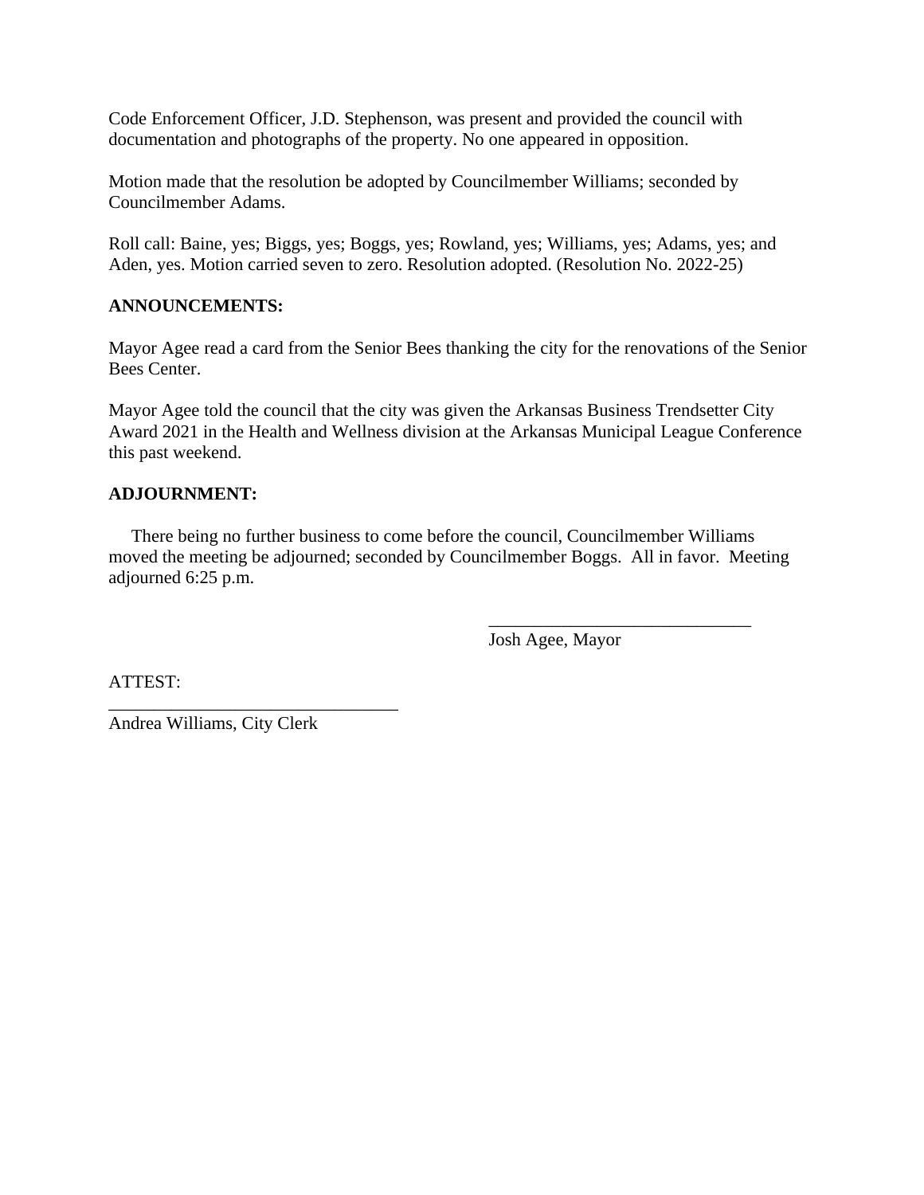Code Enforcement Officer, J.D. Stephenson, was present and provided the council with documentation and photographs of the property. No one appeared in opposition.

Motion made that the resolution be adopted by Councilmember Williams; seconded by Councilmember Adams.

Roll call: Baine, yes; Biggs, yes; Boggs, yes; Rowland, yes; Williams, yes; Adams, yes; and Aden, yes. Motion carried seven to zero. Resolution adopted. (Resolution No. 2022-25)

**ANNOUNCEMENTS:**

Mayor Agee read a card from the Senior Bees thanking the city for the renovations of the Senior Bees Center.

Mayor Agee told the council that the city was given the Arkansas Business Trendsetter City Award 2021 in the Health and Wellness division at the Arkansas Municipal League Conference this past weekend.

**ADJOURNMENT:**

There being no further business to come before the council, Councilmember Williams moved the meeting be adjourned; seconded by Councilmember Boggs. All in favor. Meeting adjourned 6:25 p.m.

______________________________
Josh Agee, Mayor

ATTEST:

______________________________
Andrea Williams, City Clerk